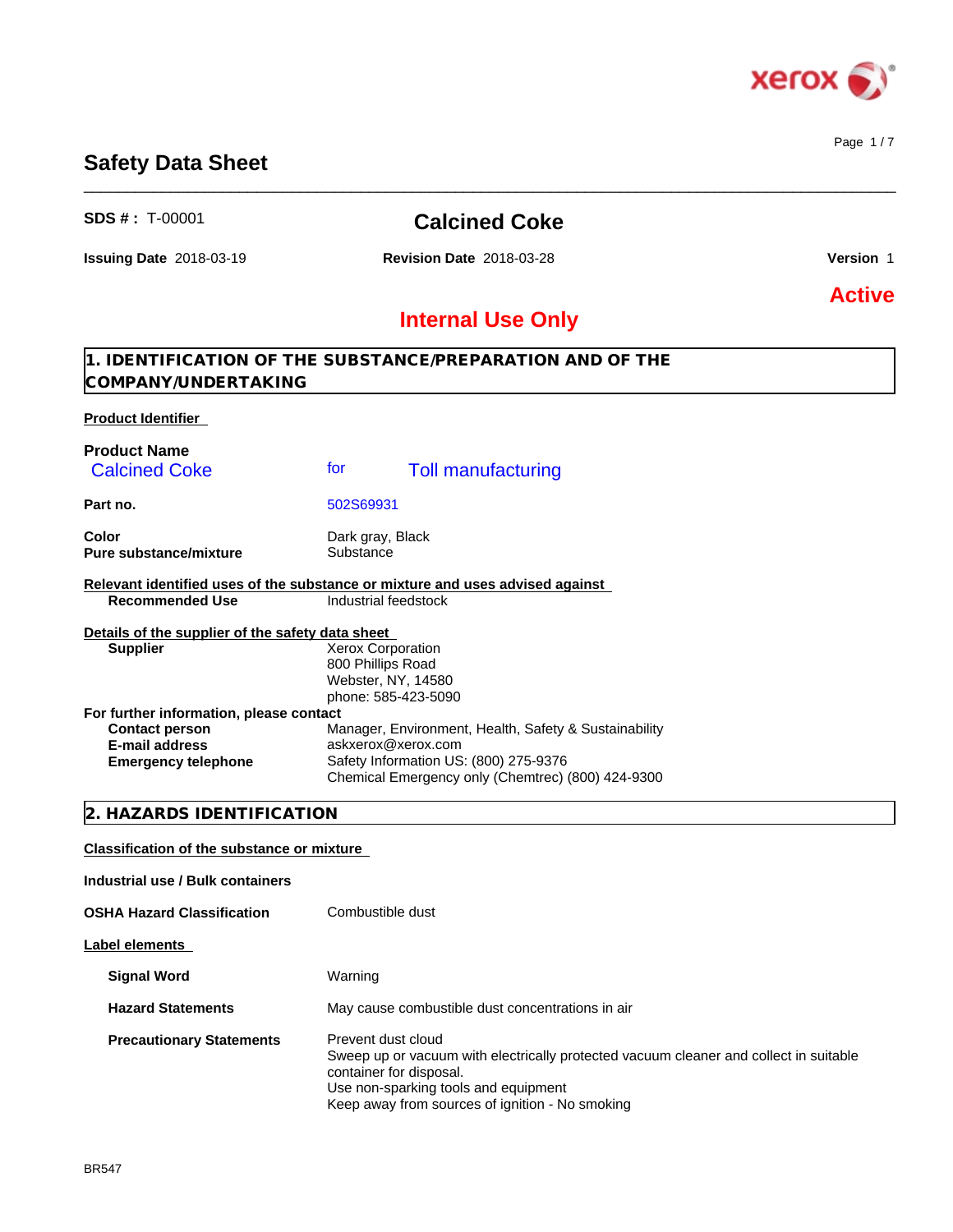# Safety Data Sheet

**SDS # :** T-00001

## Calcined Coke

**Issuing Date** 2018-03-19 **Revision Date** 2018-03-28 **Version** 1

**Active**

**Internal Use Only**

## 1. IDENTIFICATION OF THE SUBSTANCE/PREPARATION AND OF THE COMPANY/UNDERTAKING

**Product Identifier**

**Product Name**
Calcined Coke for Toll manufacturing

**Part no.** 502S69931

**Color** Dark gray, Black
**Pure substance/mixture** Substance

**Relevant identified uses of the substance or mixture and uses advised against**
**Recommended Use** Industrial feedstock

**Details of the supplier of the safety data sheet**
**Supplier**
Xerox Corporation
800 Phillips Road
Webster, NY, 14580
phone: 585-423-5090

**For further information, please contact**
**Contact person** Manager, Environment, Health, Safety & Sustainability
**E-mail address** askxerox@xerox.com
**Emergency telephone** Safety Information US: (800) 275-9376
Chemical Emergency only (Chemtrec) (800) 424-9300

## 2. HAZARDS IDENTIFICATION

**Classification of the substance or mixture**

**Industrial use / Bulk containers**

**OSHA Hazard Classification** Combustible dust

**Label elements**

**Signal Word** Warning

**Hazard Statements** May cause combustible dust concentrations in air

**Precautionary Statements**
Prevent dust cloud
Sweep up or vacuum with electrically protected vacuum cleaner and collect in suitable container for disposal.
Use non-sparking tools and equipment
Keep away from sources of ignition - No smoking

BR547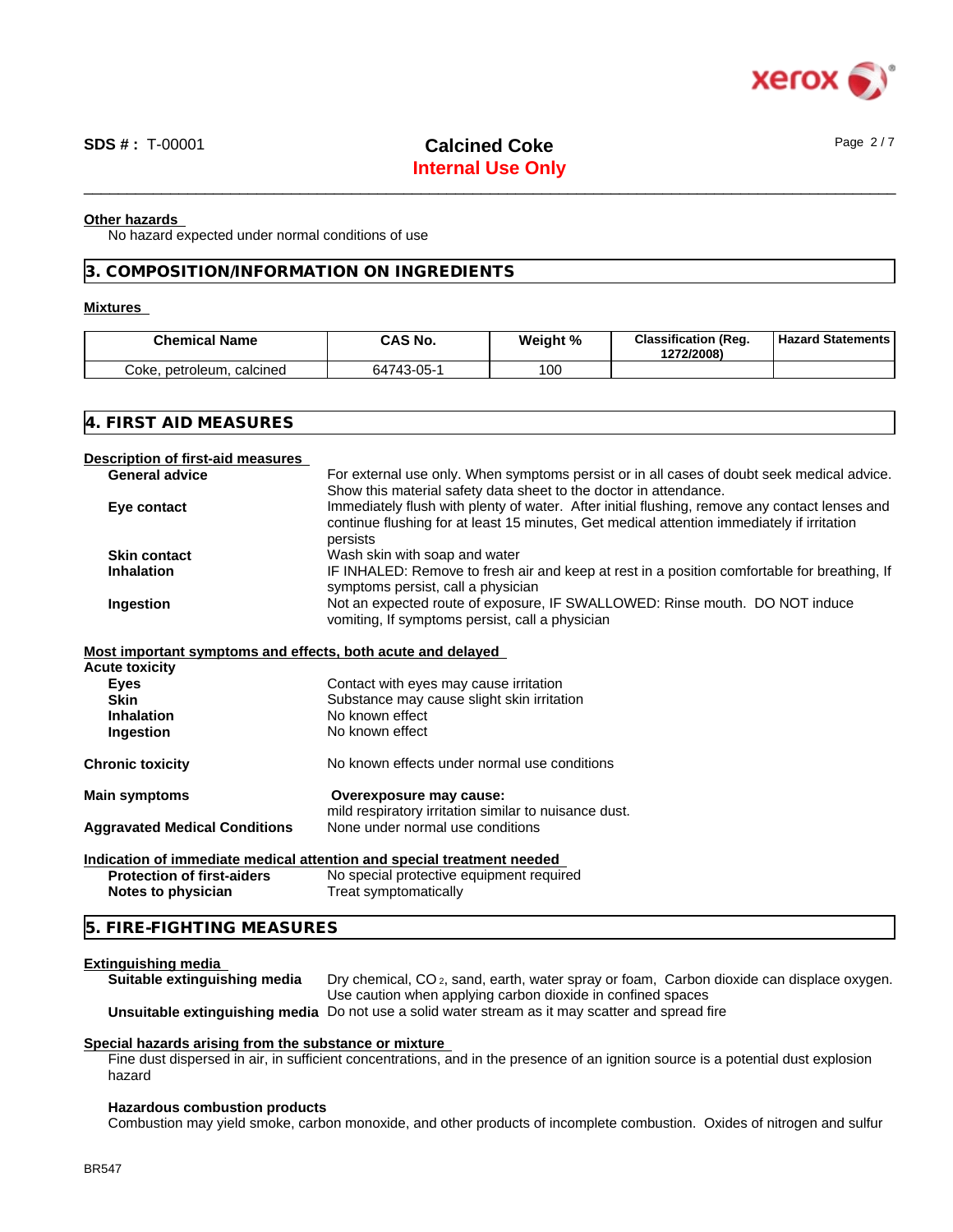### Other hazards

No hazard expected under normal conditions of use

## 3. COMPOSITION/INFORMATION ON INGREDIENTS

### Mixtures

| Chemical Name | CAS No. | Weight % | Classification (Reg. 1272/2008) | Hazard Statements |
|---|---|---|---|---|
| Coke, petroleum, calcined | 64743-05-1 | 100 | | |

## 4. FIRST AID MEASURES

### Description of first-aid measures

**General advice**
For external use only. When symptoms persist or in all cases of doubt seek medical advice. Show this material safety data sheet to the doctor in attendance.

**Eye contact**
Immediately flush with plenty of water. After initial flushing, remove any contact lenses and continue flushing for at least 15 minutes, Get medical attention immediately if irritation persists

**Skin contact**
Wash skin with soap and water

**Inhalation**
IF INHALED: Remove to fresh air and keep at rest in a position comfortable for breathing, If symptoms persist, call a physician

**Ingestion**
Not an expected route of exposure, IF SWALLOWED: Rinse mouth. DO NOT induce vomiting, If symptoms persist, call a physician

### Most important symptoms and effects, both acute and delayed

**Acute toxicity**

**Eyes**
Contact with eyes may cause irritation

**Skin**
Substance may cause slight skin irritation

**Inhalation**
No known effect

**Ingestion**
No known effect

**Chronic toxicity**
No known effects under normal use conditions

**Main symptoms**
**Overexposure may cause:**
mild respiratory irritation similar to nuisance dust.

**Aggravated Medical Conditions**
None under normal use conditions

### Indication of immediate medical attention and special treatment needed

**Protection of first-aiders**
No special protective equipment required

**Notes to physician**
Treat symptomatically

## 5. FIRE-FIGHTING MEASURES

### Extinguishing media

**Suitable extinguishing media**
Dry chemical, $CO_2$, sand, earth, water spray or foam, Carbon dioxide can displace oxygen. Use caution when applying carbon dioxide in confined spaces

**Unsuitable extinguishing media**
Do not use a solid water stream as it may scatter and spread fire

### Special hazards arising from the substance or mixture

Fine dust dispersed in air, in sufficient concentrations, and in the presence of an ignition source is a potential dust explosion hazard

**Hazardous combustion products**

Combustion may yield smoke, carbon monoxide, and other products of incomplete combustion. Oxides of nitrogen and sulfur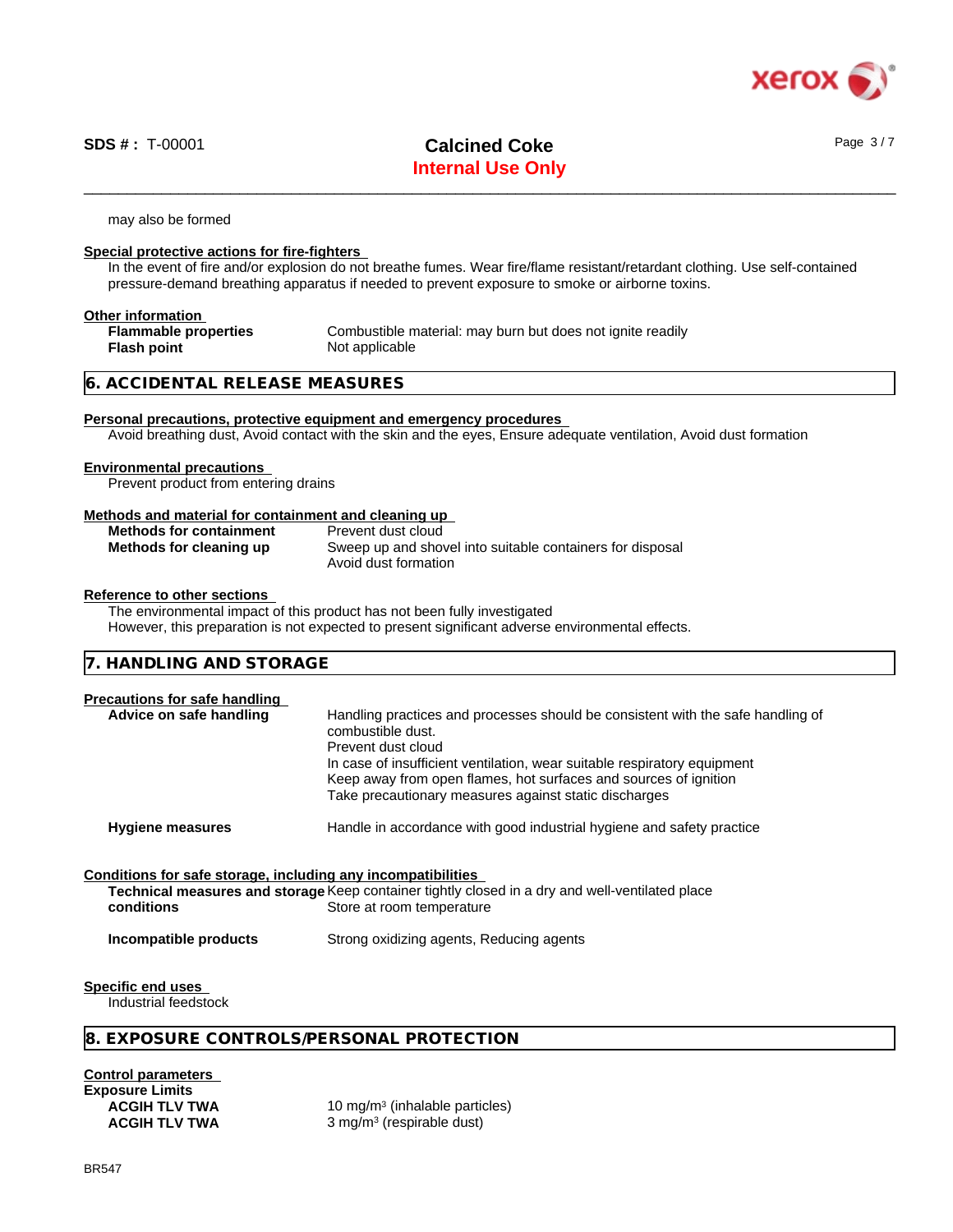may also be formed

**Special protective actions for fire-fighters**

In the event of fire and/or explosion do not breathe fumes. Wear fire/flame resistant/retardant clothing. Use self-contained pressure-demand breathing apparatus if needed to prevent exposure to smoke or airborne toxins.

**Other information**

| | |
|---|---|
| **Flammable properties** | Combustible material: may burn but does not ignite readily |
| **Flash point** | Not applicable |

## 6. ACCIDENTAL RELEASE MEASURES

**Personal precautions, protective equipment and emergency procedures**

Avoid breathing dust, Avoid contact with the skin and the eyes, Ensure adequate ventilation, Avoid dust formation

**Environmental precautions**

Prevent product from entering drains

**Methods and material for containment and cleaning up**

| | |
|---|---|
| **Methods for containment** | Prevent dust cloud |
| **Methods for cleaning up** | Sweep up and shovel into suitable containers for disposal<br>Avoid dust formation |

**Reference to other sections**

The environmental impact of this product has not been fully investigated
However, this preparation is not expected to present significant adverse environmental effects.

## 7. HANDLING AND STORAGE

**Precautions for safe handling**

| | |
|---|---|
| **Advice on safe handling** | Handling practices and processes should be consistent with the safe handling of combustible dust.<br>Prevent dust cloud<br>In case of insufficient ventilation, wear suitable respiratory equipment<br>Keep away from open flames, hot surfaces and sources of ignition<br>Take precautionary measures against static discharges |
| **Hygiene measures** | Handle in accordance with good industrial hygiene and safety practice |

**Conditions for safe storage, including any incompatibilities**

| | |
|---|---|
| **Technical measures and storage conditions** | Keep container tightly closed in a dry and well-ventilated place<br>Store at room temperature |
| **Incompatible products** | Strong oxidizing agents, Reducing agents |

**Specific end uses**

Industrial feedstock

## 8. EXPOSURE CONTROLS/PERSONAL PROTECTION

**Control parameters**

**Exposure Limits**

| | |
|---|---|
| **ACGIH TLV TWA** | 10 mg/m³ (inhalable particles) |
| **ACGIH TLV TWA** | 3 mg/m³ (respirable dust) |

BR547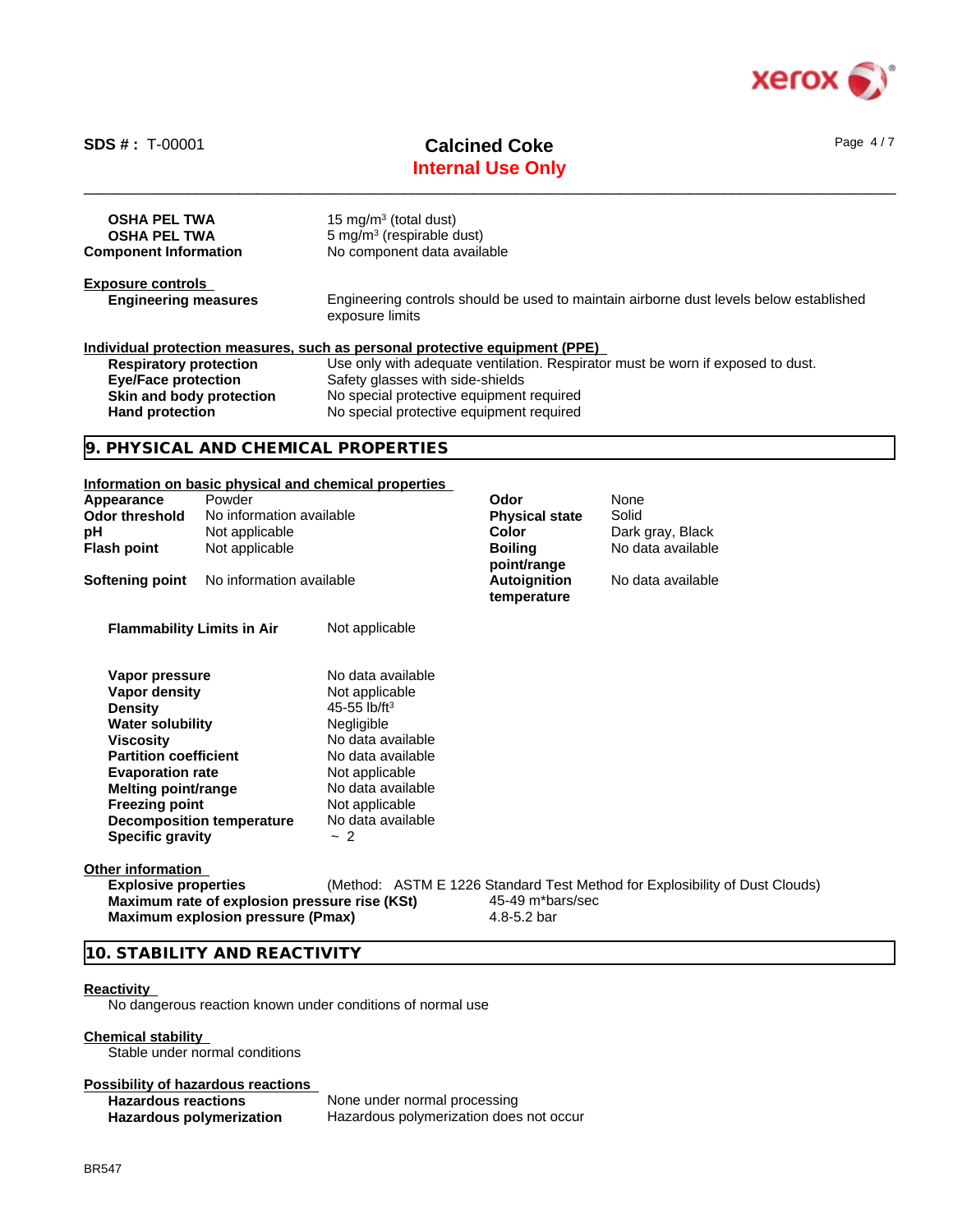| | |
|---|---|
| **OSHA PEL TWA** | 15 mg/m³ (total dust) |
| **OSHA PEL TWA** | 5 mg/m³ (respirable dust) |
| **Component Information** | No component data available |

**Exposure controls**

| | |
|---|---|
| **Engineering measures** | Engineering controls should be used to maintain airborne dust levels below established exposure limits |

**Individual protection measures, such as personal protective equipment (PPE)**

| | |
|---|---|
| **Respiratory protection** | Use only with adequate ventilation. Respirator must be worn if exposed to dust. |
| **Eye/Face protection** | Safety glasses with side-shields |
| **Skin and body protection** | No special protective equipment required |
| **Hand protection** | No special protective equipment required |

## 9. PHYSICAL AND CHEMICAL PROPERTIES

**Information on basic physical and chemical properties**

| | | | |
|---|---|---|---|
| **Appearance** | Powder | **Odor** | None |
| **Odor threshold** | No information available | **Physical state** | Solid |
| **pH** | Not applicable | **Color** | Dark gray, Black |
| **Flash point** | Not applicable | **Boiling point/range** | No data available |
| **Softening point** | No information available | **Autoignition temperature** | No data available |

| | |
|---|---|
| **Flammability Limits in Air** | Not applicable |

| | |
|---|---|
| **Vapor pressure** | No data available |
| **Vapor density** | Not applicable |
| **Density** | 45-55 lb/ft³ |
| **Water solubility** | Negligible |
| **Viscosity** | No data available |
| **Partition coefficient** | No data available |
| **Evaporation rate** | Not applicable |
| **Melting point/range** | No data available |
| **Freezing point** | Not applicable |
| **Decomposition temperature** | No data available |
| **Specific gravity** | ~ 2 |

**Other information**

| | |
|---|---|
| **Explosive properties** | (Method: ASTM E 1226 Standard Test Method for Explosibility of Dust Clouds) |
| **Maximum rate of explosion pressure rise (KSt)** | 45-49 m*bars/sec |
| **Maximum explosion pressure (Pmax)** | 4.8-5.2 bar |

## 10. STABILITY AND REACTIVITY

**Reactivity**

No dangerous reaction known under conditions of normal use

**Chemical stability**

Stable under normal conditions

**Possibility of hazardous reactions**

| | |
|---|---|
| **Hazardous reactions** | None under normal processing |
| **Hazardous polymerization** | Hazardous polymerization does not occur |

BR547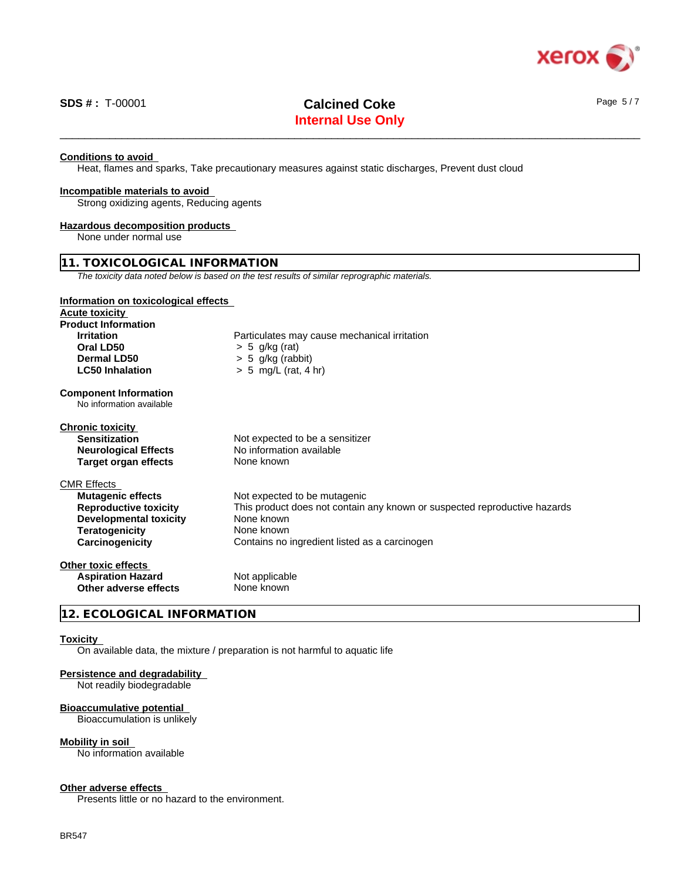**Conditions to avoid**

Heat, flames and sparks, Take precautionary measures against static discharges, Prevent dust cloud

**Incompatible materials to avoid**

Strong oxidizing agents, Reducing agents

**Hazardous decomposition products**

None under normal use

## 11. TOXICOLOGICAL INFORMATION

*The toxicity data noted below is based on the test results of similar reprographic materials.*

**Information on toxicological effects**

**Acute toxicity**

**Product Information**

| | |
|---|---|
| **Irritation** | Particulates may cause mechanical irritation |
| **Oral LD50** | > 5 g/kg (rat) |
| **Dermal LD50** | > 5 g/kg (rabbit) |
| **LC50 Inhalation** | > 5 mg/L (rat, 4 hr) |

**Component Information**

No information available

**Chronic toxicity**

| | |
|---|---|
| **Sensitization** | Not expected to be a sensitizer |
| **Neurological Effects** | No information available |
| **Target organ effects** | None known |

CMR Effects

| | |
|---|---|
| **Mutagenic effects** | Not expected to be mutagenic |
| **Reproductive toxicity** | This product does not contain any known or suspected reproductive hazards |
| **Developmental toxicity** | None known |
| **Teratogenicity** | None known |
| **Carcinogenicity** | Contains no ingredient listed as a carcinogen |

**Other toxic effects**

| | |
|---|---|
| **Aspiration Hazard** | Not applicable |
| **Other adverse effects** | None known |

## 12. ECOLOGICAL INFORMATION

**Toxicity**

On available data, the mixture / preparation is not harmful to aquatic life

**Persistence and degradability**

Not readily biodegradable

**Bioaccumulative potential**

Bioaccumulation is unlikely

**Mobility in soil**

No information available

**Other adverse effects**

Presents little or no hazard to the environment.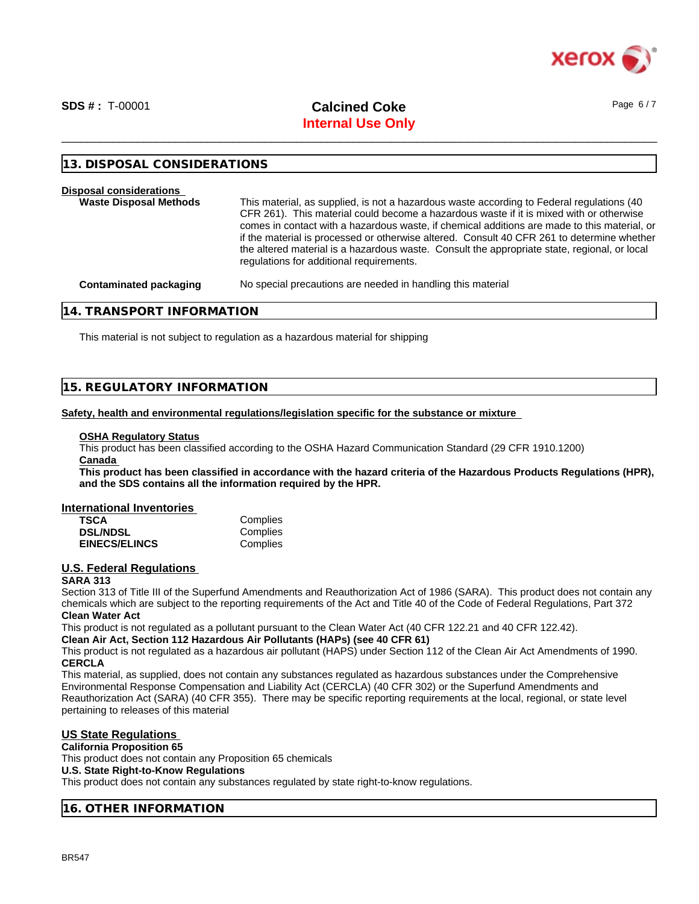## 13. DISPOSAL CONSIDERATIONS

**Disposal considerations**

| | |
|---|---|
| **Waste Disposal Methods** | This material, as supplied, is not a hazardous waste according to Federal regulations (40 CFR 261). This material could become a hazardous waste if it is mixed with or otherwise comes in contact with a hazardous waste, if chemical additions are made to this material, or if the material is processed or otherwise altered. Consult 40 CFR 261 to determine whether the altered material is a hazardous waste. Consult the appropriate state, regional, or local regulations for additional requirements. |
| **Contaminated packaging** | No special precautions are needed in handling this material |

## 14. TRANSPORT INFORMATION

This material is not subject to regulation as a hazardous material for shipping

## 15. REGULATORY INFORMATION

**Safety, health and environmental regulations/legislation specific for the substance or mixture**

**OSHA Regulatory Status**

This product has been classified according to the OSHA Hazard Communication Standard (29 CFR 1910.1200)

**Canada**

**This product has been classified in accordance with the hazard criteria of the Hazardous Products Regulations (HPR), and the SDS contains all the information required by the HPR.**

**International Inventories**

| | |
|---|---|
| **TSCA** | Complies |
| **DSL/NDSL** | Complies |
| **EINECS/ELINCS** | Complies |

**U.S. Federal Regulations**

**SARA 313**

Section 313 of Title III of the Superfund Amendments and Reauthorization Act of 1986 (SARA). This product does not contain any chemicals which are subject to the reporting requirements of the Act and Title 40 of the Code of Federal Regulations, Part 372

**Clean Water Act**

This product is not regulated as a pollutant pursuant to the Clean Water Act (40 CFR 122.21 and 40 CFR 122.42).

**Clean Air Act, Section 112 Hazardous Air Pollutants (HAPs) (see 40 CFR 61)**

This product is not regulated as a hazardous air pollutant (HAPS) under Section 112 of the Clean Air Act Amendments of 1990.

**CERCLA**

This material, as supplied, does not contain any substances regulated as hazardous substances under the Comprehensive Environmental Response Compensation and Liability Act (CERCLA) (40 CFR 302) or the Superfund Amendments and Reauthorization Act (SARA) (40 CFR 355). There may be specific reporting requirements at the local, regional, or state level pertaining to releases of this material

**US State Regulations**

**California Proposition 65**

This product does not contain any Proposition 65 chemicals

**U.S. State Right-to-Know Regulations**

This product does not contain any substances regulated by state right-to-know regulations.

## 16. OTHER INFORMATION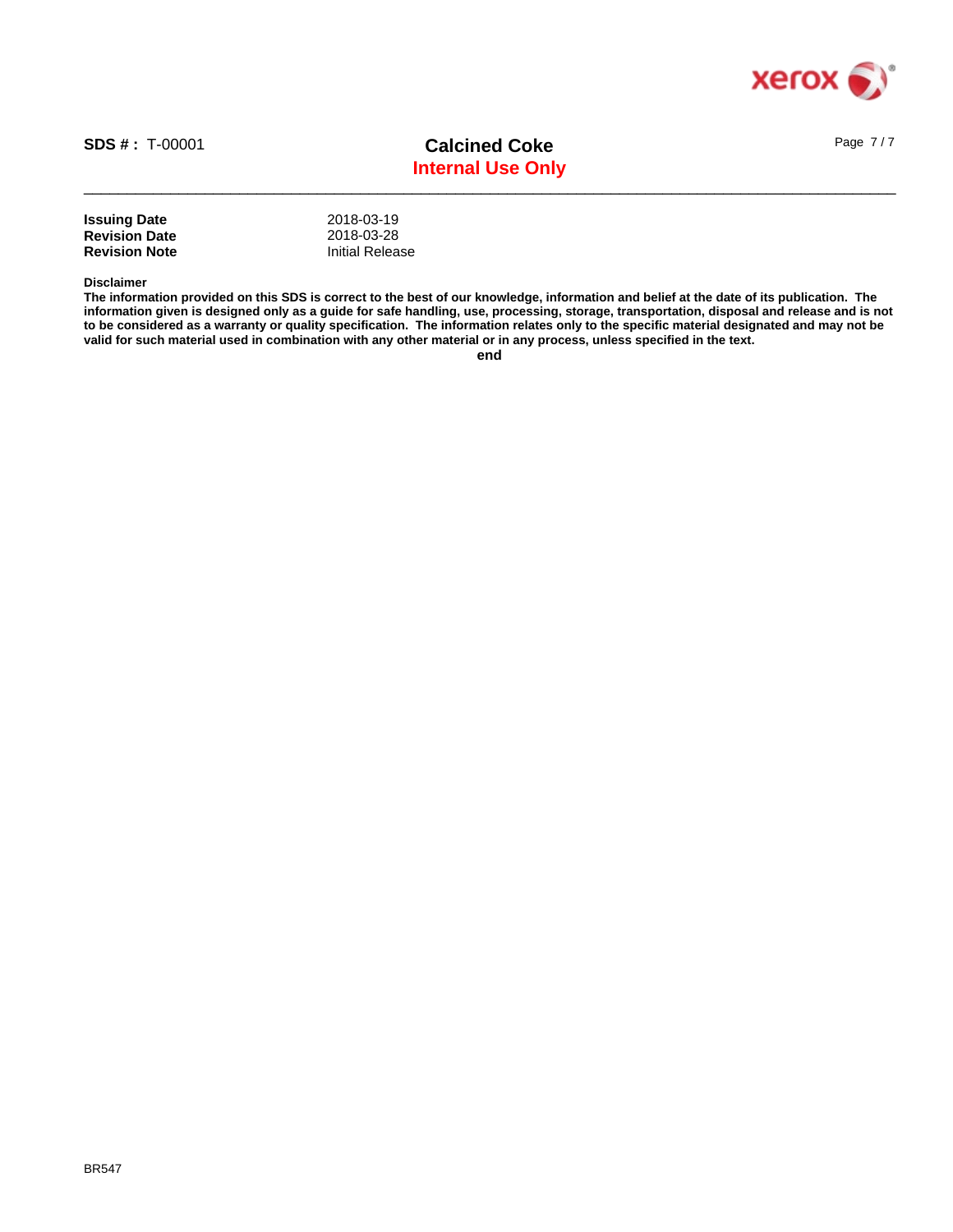| | |
|---|---|
| **Issuing Date** | 2018-03-19 |
| **Revision Date** | 2018-03-28 |
| **Revision Note** | Initial Release |

**Disclaimer**

**The information provided on this SDS is correct to the best of our knowledge, information and belief at the date of its publication. The information given is designed only as a guide for safe handling, use, processing, storage, transportation, disposal and release and is not to be considered as a warranty or quality specification. The information relates only to the specific material designated and may not be valid for such material used in combination with any other material or in any process, unless specified in the text.**

**end**